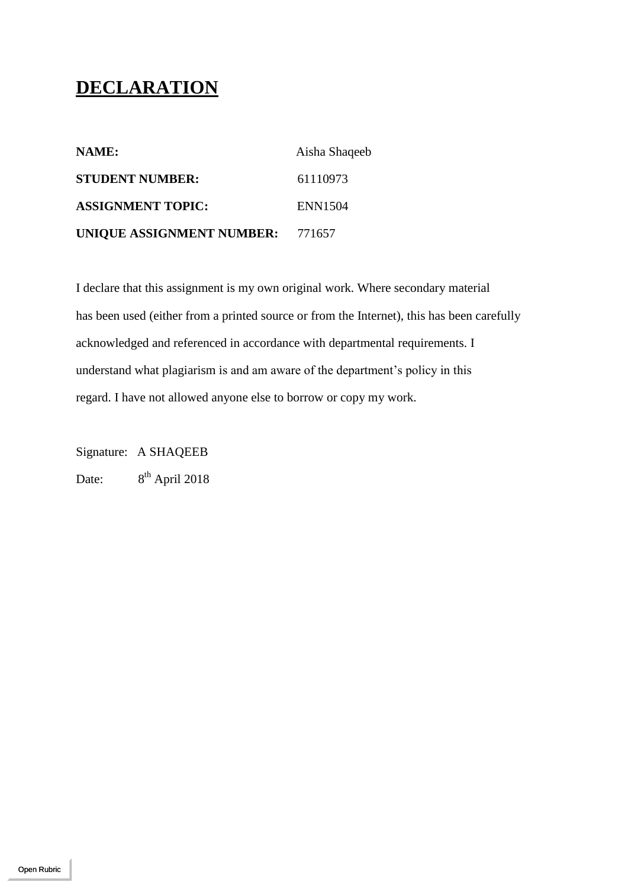# DECLARATION

| | |
|---|---|
| **NAME:** | Aisha Shaqeeb |
| **STUDENT NUMBER:** | 61110973 |
| **ASSIGNMENT TOPIC:** | ENN1504 |
| **UNIQUE ASSIGNMENT NUMBER:** | 771657 |

I declare that this assignment is my own original work. Where secondary material has been used (either from a printed source or from the Internet), this has been carefully acknowledged and referenced in accordance with departmental requirements. I understand what plagiarism is and am aware of the department's policy in this regard. I have not allowed anyone else to borrow or copy my work.

Signature: A SHAQEEB

Date: 8th April 2018

Open Rubric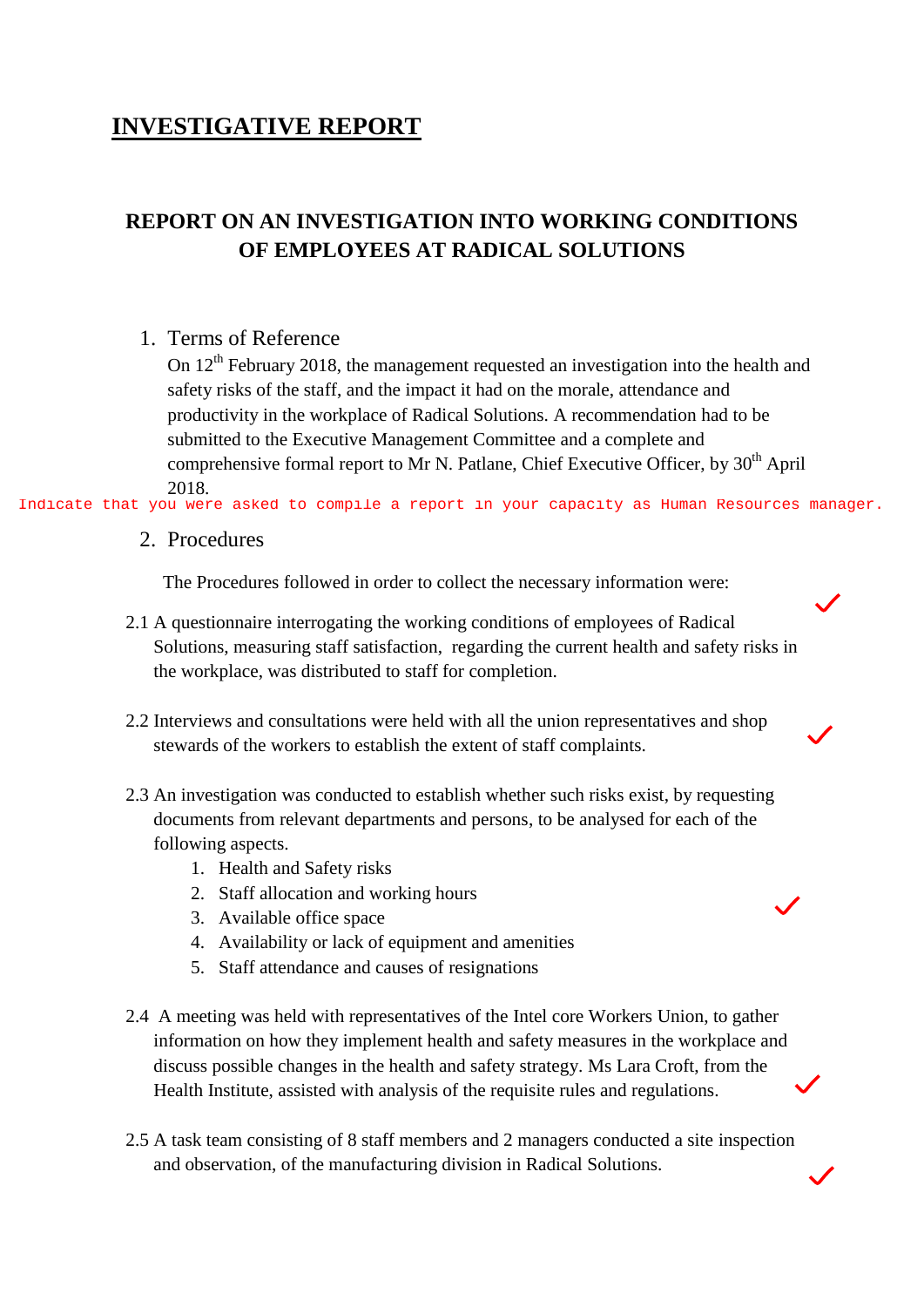# INVESTIGATIVE REPORT

## REPORT ON AN INVESTIGATION INTO WORKING CONDITIONS OF EMPLOYEES AT RADICAL SOLUTIONS

1. Terms of Reference

   On 12th February 2018, the management requested an investigation into the health and safety risks of the staff, and the impact it had on the morale, attendance and productivity in the workplace of Radical Solutions. A recommendation had to be submitted to the Executive Management Committee and a complete and comprehensive formal report to Mr N. Patlane, Chief Executive Officer, by 30th April 2018.

Indicate that you were asked to compile a report in your capacity as Human Resources manager.

2. Procedures

   The Procedures followed in order to collect the necessary information were:

2.1 A questionnaire interrogating the working conditions of employees of Radical Solutions, measuring staff satisfaction, regarding the current health and safety risks in the workplace, was distributed to staff for completion. ✓

2.2 Interviews and consultations were held with all the union representatives and shop stewards of the workers to establish the extent of staff complaints. ✓

2.3 An investigation was conducted to establish whether such risks exist, by requesting documents from relevant departments and persons, to be analysed for each of the following aspects. ✓

1. Health and Safety risks
2. Staff allocation and working hours
3. Available office space
4. Availability or lack of equipment and amenities
5. Staff attendance and causes of resignations

2.4 A meeting was held with representatives of the Intel core Workers Union, to gather information on how they implement health and safety measures in the workplace and discuss possible changes in the health and safety strategy. Ms Lara Croft, from the Health Institute, assisted with analysis of the requisite rules and regulations. ✓

2.5 A task team consisting of 8 staff members and 2 managers conducted a site inspection and observation, of the manufacturing division in Radical Solutions. ✓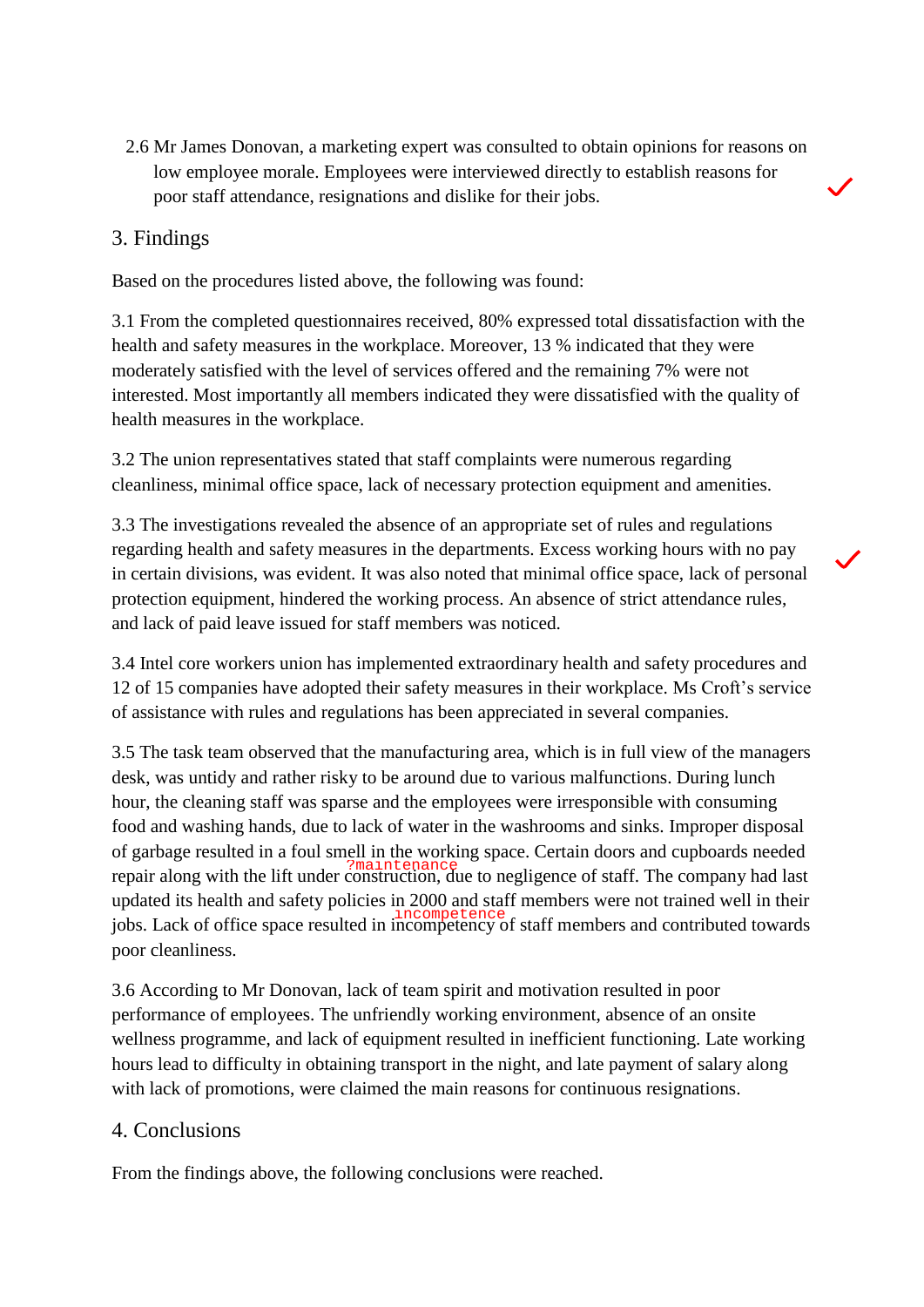2.6 Mr James Donovan, a marketing expert was consulted to obtain opinions for reasons on low employee morale. Employees were interviewed directly to establish reasons for poor staff attendance, resignations and dislike for their jobs.

## 3. Findings

Based on the procedures listed above, the following was found:

3.1 From the completed questionnaires received, 80% expressed total dissatisfaction with the health and safety measures in the workplace. Moreover, 13 % indicated that they were moderately satisfied with the level of services offered and the remaining 7% were not interested. Most importantly all members indicated they were dissatisfied with the quality of health measures in the workplace.

3.2 The union representatives stated that staff complaints were numerous regarding cleanliness, minimal office space, lack of necessary protection equipment and amenities.

3.3 The investigations revealed the absence of an appropriate set of rules and regulations regarding health and safety measures in the departments. Excess working hours with no pay in certain divisions, was evident. It was also noted that minimal office space, lack of personal protection equipment, hindered the working process. An absence of strict attendance rules, and lack of paid leave issued for staff members was noticed.

3.4 Intel core workers union has implemented extraordinary health and safety procedures and 12 of 15 companies have adopted their safety measures in their workplace. Ms Croft's service of assistance with rules and regulations has been appreciated in several companies.

3.5 The task team observed that the manufacturing area, which is in full view of the managers desk, was untidy and rather risky to be around due to various malfunctions. During lunch hour, the cleaning staff was sparse and the employees were irresponsible with consuming food and washing hands, due to lack of water in the washrooms and sinks. Improper disposal of garbage resulted in a foul smell in the working space. Certain doors and cupboards needed repair along with the lift under construction, due to negligence of staff. The company had last updated its health and safety policies in 2000 and staff members were not trained well in their jobs. Lack of office space resulted in incompetency of staff members and contributed towards poor cleanliness.

3.6 According to Mr Donovan, lack of team spirit and motivation resulted in poor performance of employees. The unfriendly working environment, absence of an onsite wellness programme, and lack of equipment resulted in inefficient functioning. Late working hours lead to difficulty in obtaining transport in the night, and late payment of salary along with lack of promotions, were claimed the main reasons for continuous resignations.

## 4. Conclusions

From the findings above, the following conclusions were reached.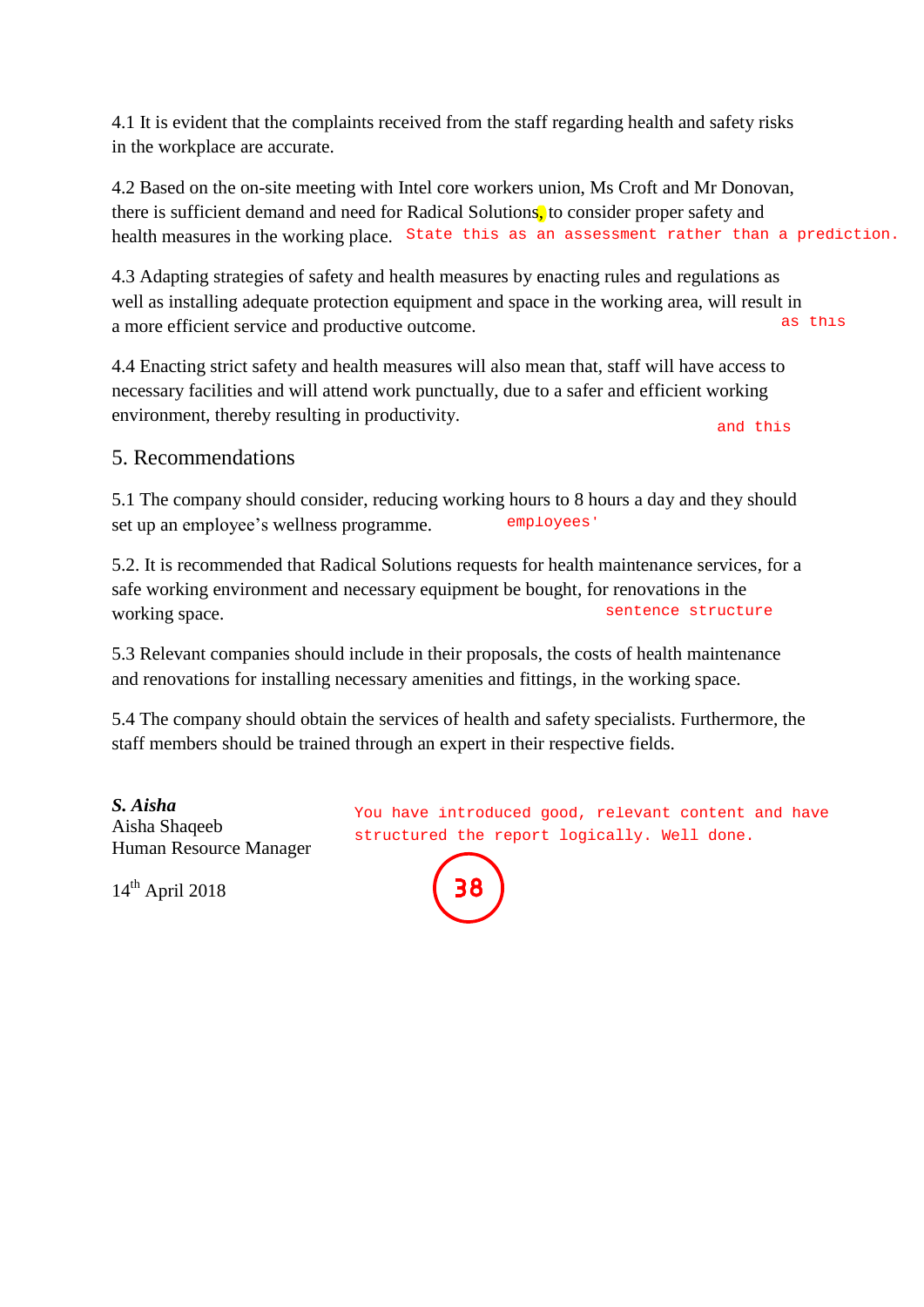4.1 It is evident that the complaints received from the staff regarding health and safety risks in the workplace are accurate.

4.2 Based on the on-site meeting with Intel core workers union, Ms Croft and Mr Donovan, there is sufficient demand and need for Radical Solutions, to consider proper safety and health measures in the working place. State this as an assessment rather than a prediction.

4.3 Adapting strategies of safety and health measures by enacting rules and regulations as well as installing adequate protection equipment and space in the working area, will result in a more efficient service and productive outcome. as this

4.4 Enacting strict safety and health measures will also mean that, staff will have access to necessary facilities and will attend work punctually, due to a safer and efficient working environment, thereby resulting in productivity. and this

## 5. Recommendations

5.1 The company should consider, reducing working hours to 8 hours a day and they should set up an employee's wellness programme. employees'

5.2. It is recommended that Radical Solutions requests for health maintenance services, for a safe working environment and necessary equipment be bought, for renovations in the working space. sentence structure

5.3 Relevant companies should include in their proposals, the costs of health maintenance and renovations for installing necessary amenities and fittings, in the working space.

5.4 The company should obtain the services of health and safety specialists. Furthermore, the staff members should be trained through an expert in their respective fields.

***S. Aisha***
Aisha Shaqeeb
Human Resource Manager

14th April 2018

You have introduced good, relevant content and have structured the report logically. Well done.

38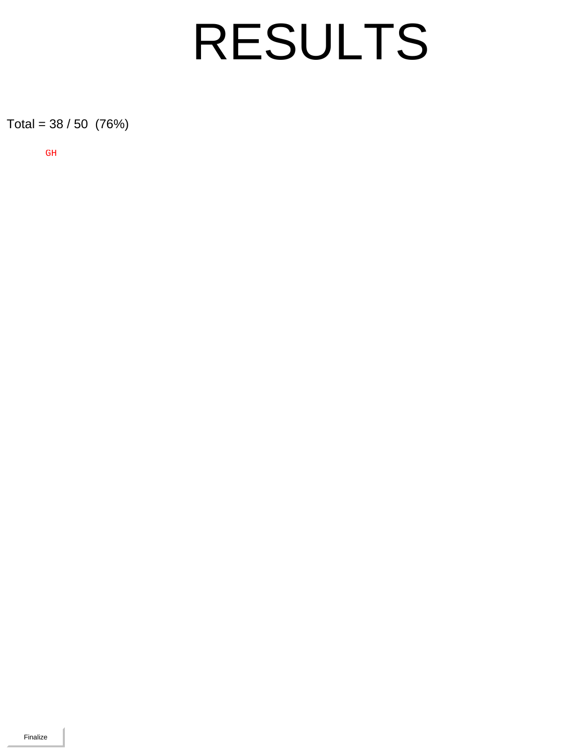# RESULTS

Total = 38 / 50  (76%)

GH

Finalize